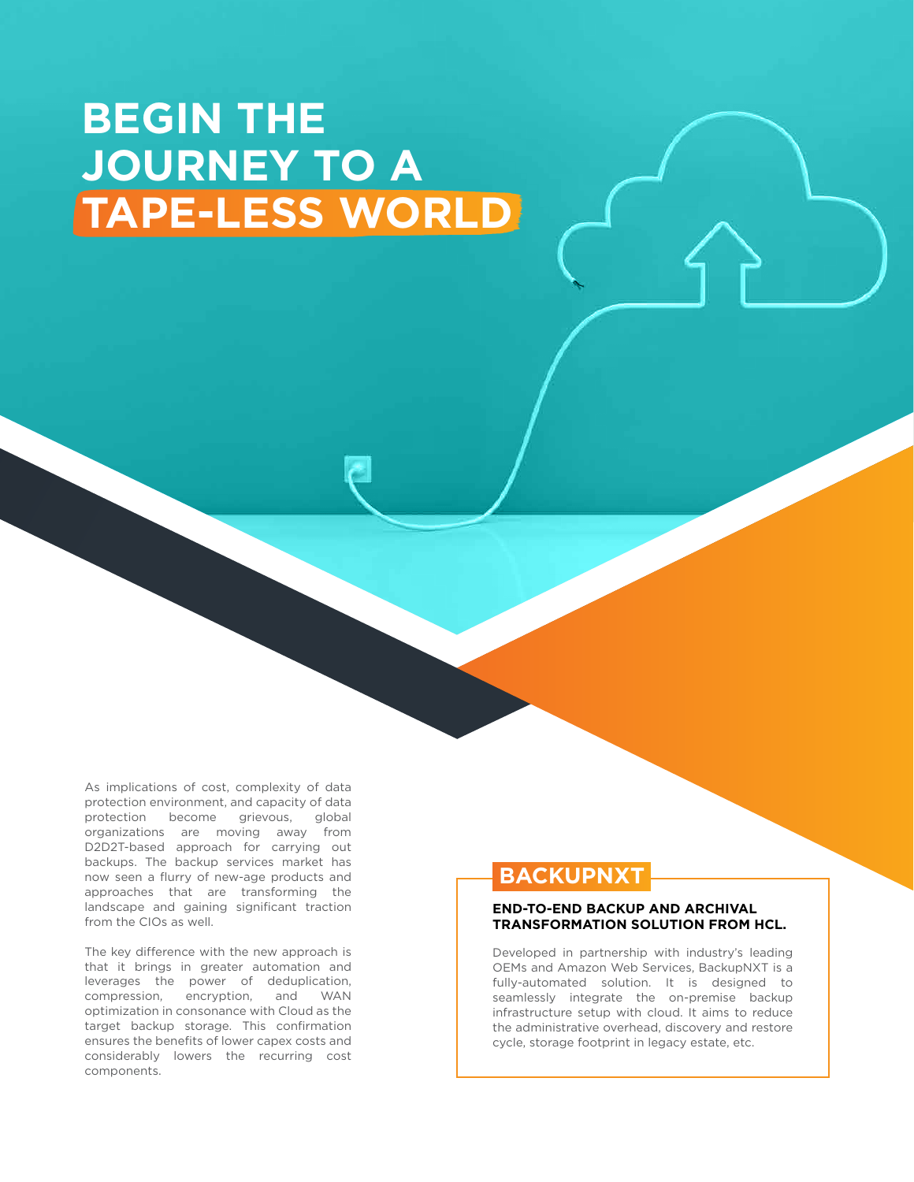# BEGIN THE JOURNEY TO A TAPE-LESS WORLD

As implications of cost, complexity of data protection environment, and capacity of data protection become grievous, global organizations are moving away from D2D2T-based approach for carrying out backups. The backup services market has now seen a flurry of new-age products and approaches that are transforming the landscape and gaining significant traction from the CIOs as well.

The key difference with the new approach is that it brings in greater automation and leverages the power of deduplication, compression, encryption, and WAN optimization in consonance with Cloud as the target backup storage. This confirmation ensures the benefits of lower capex costs and considerably lowers the recurring cost components.

## BACKUPNXT

**END-TO-END BACKUP AND ARCHIVAL TRANSFORMATION SOLUTION FROM HCL.**

Developed in partnership with industry's leading OEMs and Amazon Web Services, BackupNXT is a fully-automated solution. It is designed to seamlessly integrate the on-premise backup infrastructure setup with cloud. It aims to reduce the administrative overhead, discovery and restore cycle, storage footprint in legacy estate, etc.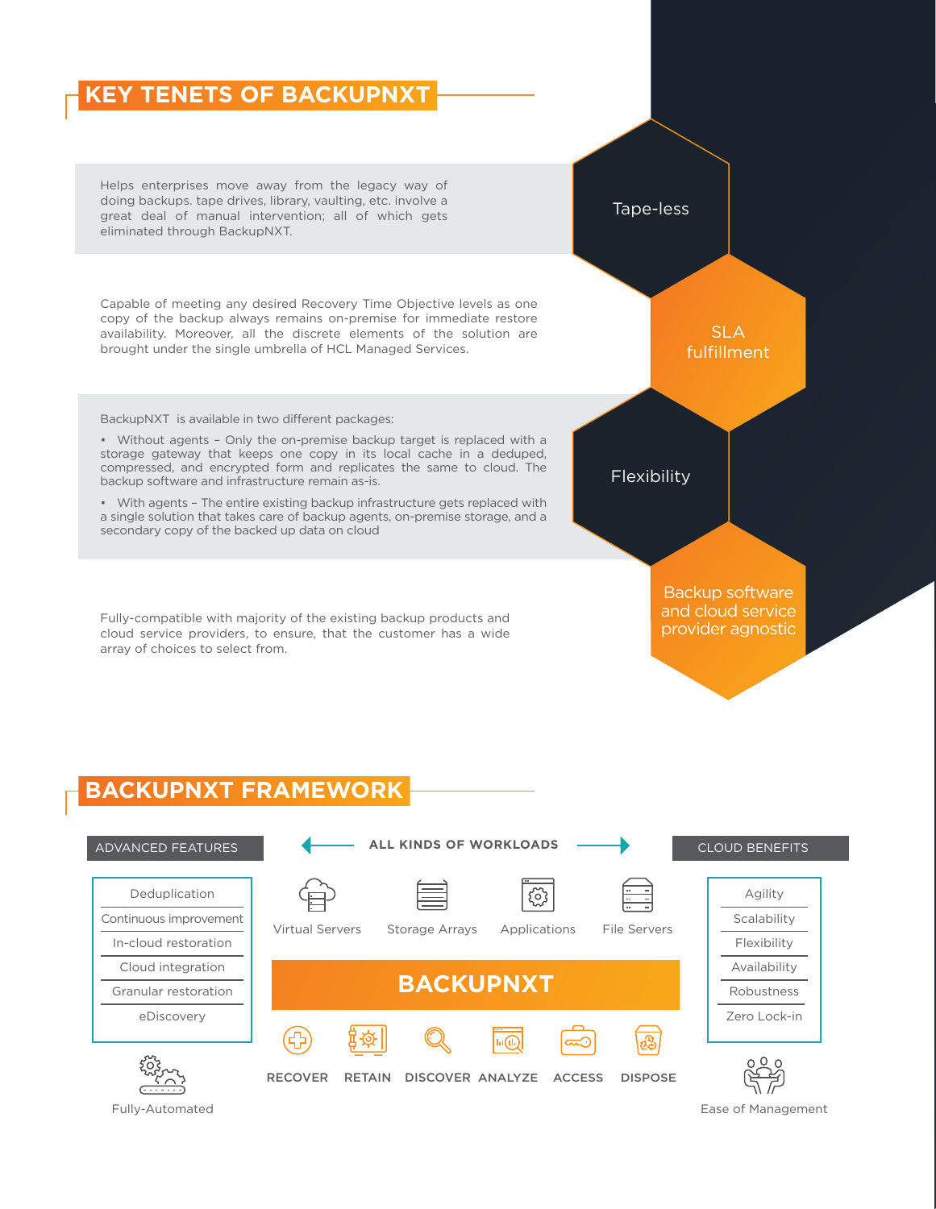## KEY TENETS OF BACKUPNXT

### Tape-less

Helps enterprises move away from the legacy way of doing backups. tape drives, library, vaulting, etc. involve a great deal of manual intervention; all of which gets eliminated through BackupNXT.

### SLA fulfillment

Capable of meeting any desired Recovery Time Objective levels as one copy of the backup always remains on-premise for immediate restore availability. Moreover, all the discrete elements of the solution are brought under the single umbrella of HCL Managed Services.

### Flexibility

BackupNXT is available in two different packages:

- Without agents – Only the on-premise backup target is replaced with a storage gateway that keeps one copy in its local cache in a deduped, compressed, and encrypted form and replicates the same to cloud. The backup software and infrastructure remain as-is.
- With agents – The entire existing backup infrastructure gets replaced with a single solution that takes care of backup agents, on-premise storage, and a secondary copy of the backed up data on cloud

### Backup software and cloud service provider agnostic

Fully-compatible with majority of the existing backup products and cloud service providers, to ensure, that the customer has a wide array of choices to select from.

## BACKUPNXT FRAMEWORK

**ADVANCED FEATURES**

- Deduplication
- Continuous improvement
- In-cloud restoration
- Cloud integration
- Granular restoration
- eDiscovery

Fully-Automated

**ALL KINDS OF WORKLOADS**

Virtual Servers | Storage Arrays | Applications | File Servers

**BACKUPNXT**

RECOVER | RETAIN | DISCOVER | ANALYZE | ACCESS | DISPOSE

**CLOUD BENEFITS**

- Agility
- Scalability
- Flexibility
- Availability
- Robustness
- Zero Lock-in

Ease of Management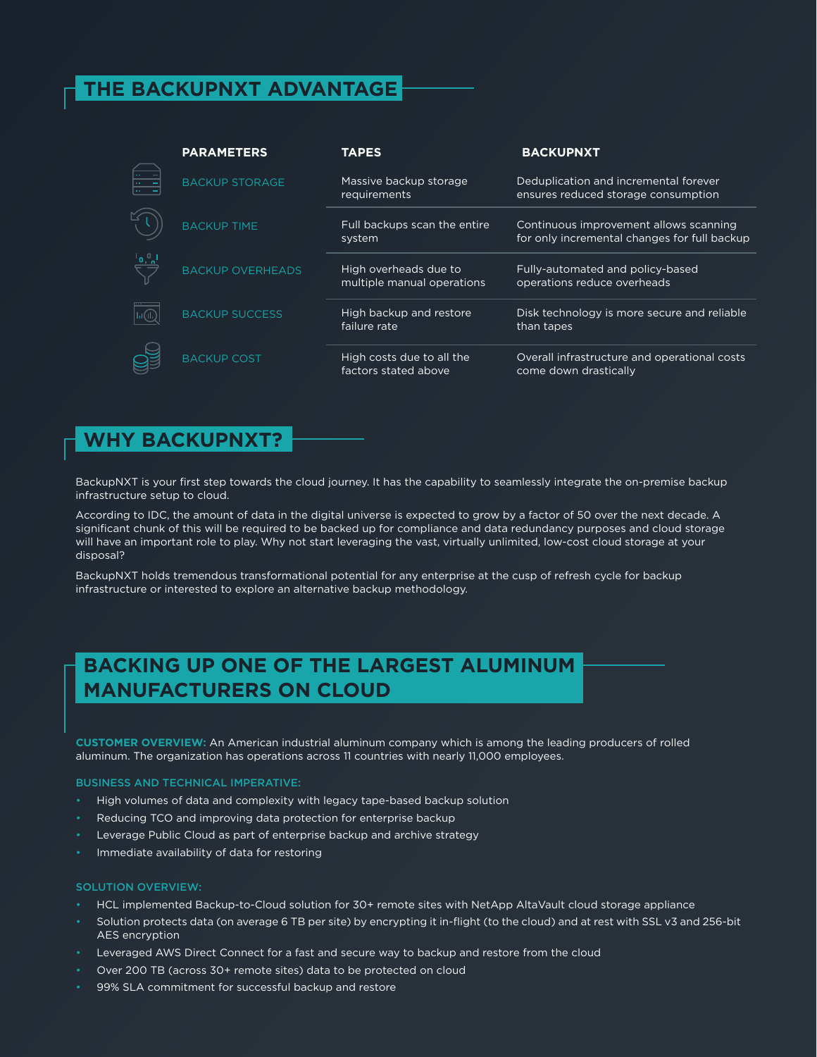## THE BACKUPNXT ADVANTAGE

| PARAMETERS | TAPES | BACKUPNXT |
|---|---|---|
| BACKUP STORAGE | Massive backup storage requirements | Deduplication and incremental forever ensures reduced storage consumption |
| BACKUP TIME | Full backups scan the entire system | Continuous improvement allows scanning for only incremental changes for full backup |
| BACKUP OVERHEADS | High overheads due to multiple manual operations | Fully-automated and policy-based operations reduce overheads |
| BACKUP SUCCESS | High backup and restore failure rate | Disk technology is more secure and reliable than tapes |
| BACKUP COST | High costs due to all the factors stated above | Overall infrastructure and operational costs come down drastically |

## WHY BACKUPNXT?

BackupNXT is your first step towards the cloud journey. It has the capability to seamlessly integrate the on-premise backup infrastructure setup to cloud.

According to IDC, the amount of data in the digital universe is expected to grow by a factor of 50 over the next decade. A significant chunk of this will be required to be backed up for compliance and data redundancy purposes and cloud storage will have an important role to play. Why not start leveraging the vast, virtually unlimited, low-cost cloud storage at your disposal?

BackupNXT holds tremendous transformational potential for any enterprise at the cusp of refresh cycle for backup infrastructure or interested to explore an alternative backup methodology.

## BACKING UP ONE OF THE LARGEST ALUMINUM MANUFACTURERS ON CLOUD

**CUSTOMER OVERVIEW:** An American industrial aluminum company which is among the leading producers of rolled aluminum. The organization has operations across 11 countries with nearly 11,000 employees.

**BUSINESS AND TECHNICAL IMPERATIVE:**

- High volumes of data and complexity with legacy tape-based backup solution
- Reducing TCO and improving data protection for enterprise backup
- Leverage Public Cloud as part of enterprise backup and archive strategy
- Immediate availability of data for restoring

**SOLUTION OVERVIEW:**

- HCL implemented Backup-to-Cloud solution for 30+ remote sites with NetApp AltaVault cloud storage appliance
- Solution protects data (on average 6 TB per site) by encrypting it in-flight (to the cloud) and at rest with SSL v3 and 256-bit AES encryption
- Leveraged AWS Direct Connect for a fast and secure way to backup and restore from the cloud
- Over 200 TB (across 30+ remote sites) data to be protected on cloud
- 99% SLA commitment for successful backup and restore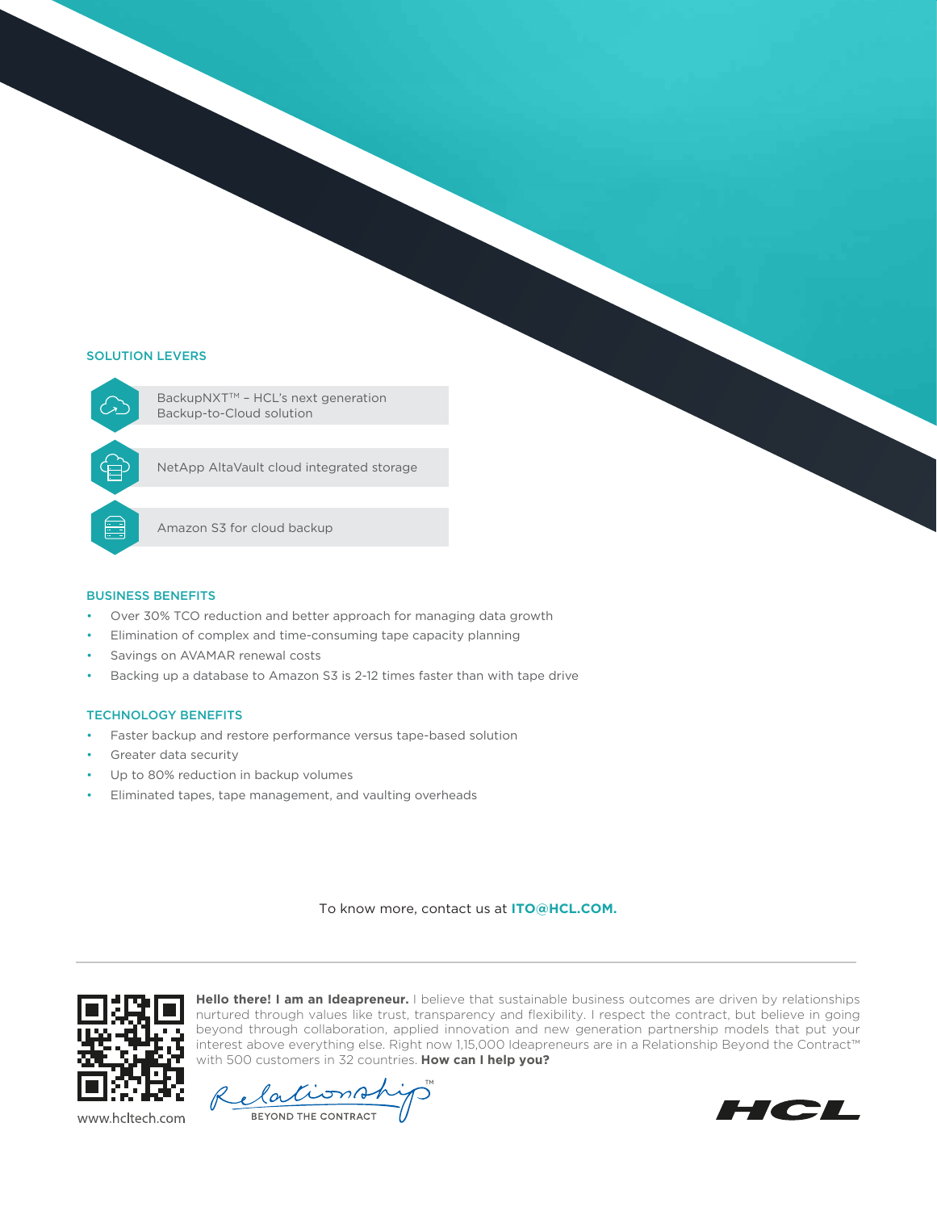## SOLUTION LEVERS

- BackupNXT™ – HCL's next generation Backup-to-Cloud solution
- NetApp AltaVault cloud integrated storage
- Amazon S3 for cloud backup

## BUSINESS BENEFITS

- Over 30% TCO reduction and better approach for managing data growth
- Elimination of complex and time-consuming tape capacity planning
- Savings on AVAMAR renewal costs
- Backing up a database to Amazon S3 is 2-12 times faster than with tape drive

## TECHNOLOGY BENEFITS

- Faster backup and restore performance versus tape-based solution
- Greater data security
- Up to 80% reduction in backup volumes
- Eliminated tapes, tape management, and vaulting overheads

To know more, contact us at **ITO@HCL.COM.**

---

**Hello there! I am an Ideapreneur.** I believe that sustainable business outcomes are driven by relationships nurtured through values like trust, transparency and flexibility. I respect the contract, but believe in going beyond through collaboration, applied innovation and new generation partnership models that put your interest above everything else. Right now 1,15,000 Ideapreneurs are in a Relationship Beyond the Contract™ with 500 customers in 32 countries. **How can I help you?**

Relationship™ BEYOND THE CONTRACT

www.hcltech.com

HCL